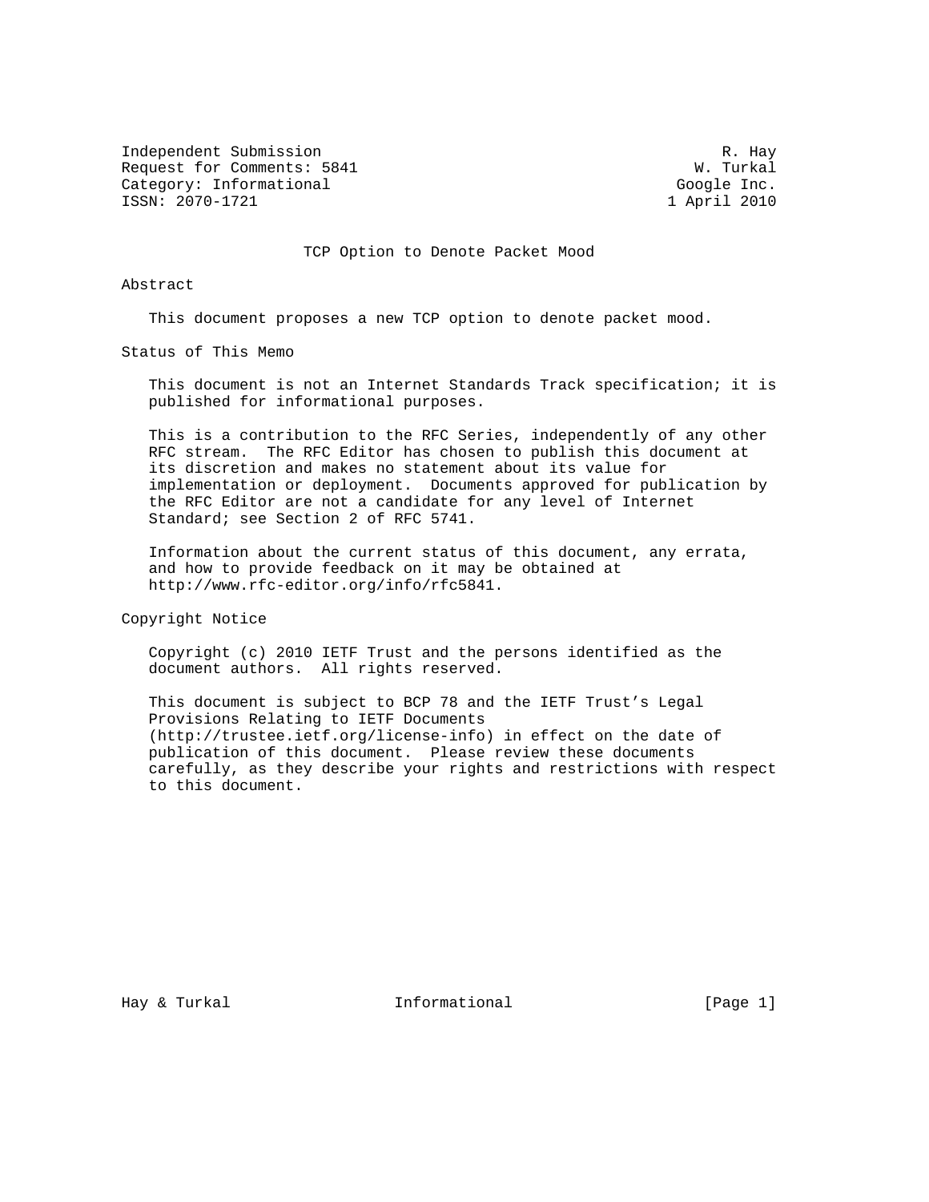Independent Submission                                            R. Hay
Request for Comments: 5841                                     W. Turkal
Category: Informational                                      Google Inc.
ISSN: 2070-1721                                             1 April 2010

# TCP Option to Denote Packet Mood

## Abstract

This document proposes a new TCP option to denote packet mood.

## Status of This Memo

This document is not an Internet Standards Track specification; it is published for informational purposes.

This is a contribution to the RFC Series, independently of any other RFC stream. The RFC Editor has chosen to publish this document at its discretion and makes no statement about its value for implementation or deployment. Documents approved for publication by the RFC Editor are not a candidate for any level of Internet Standard; see Section 2 of RFC 5741.

Information about the current status of this document, any errata, and how to provide feedback on it may be obtained at http://www.rfc-editor.org/info/rfc5841.

## Copyright Notice

Copyright (c) 2010 IETF Trust and the persons identified as the document authors. All rights reserved.

This document is subject to BCP 78 and the IETF Trust's Legal Provisions Relating to IETF Documents (http://trustee.ietf.org/license-info) in effect on the date of publication of this document. Please review these documents carefully, as they describe your rights and restrictions with respect to this document.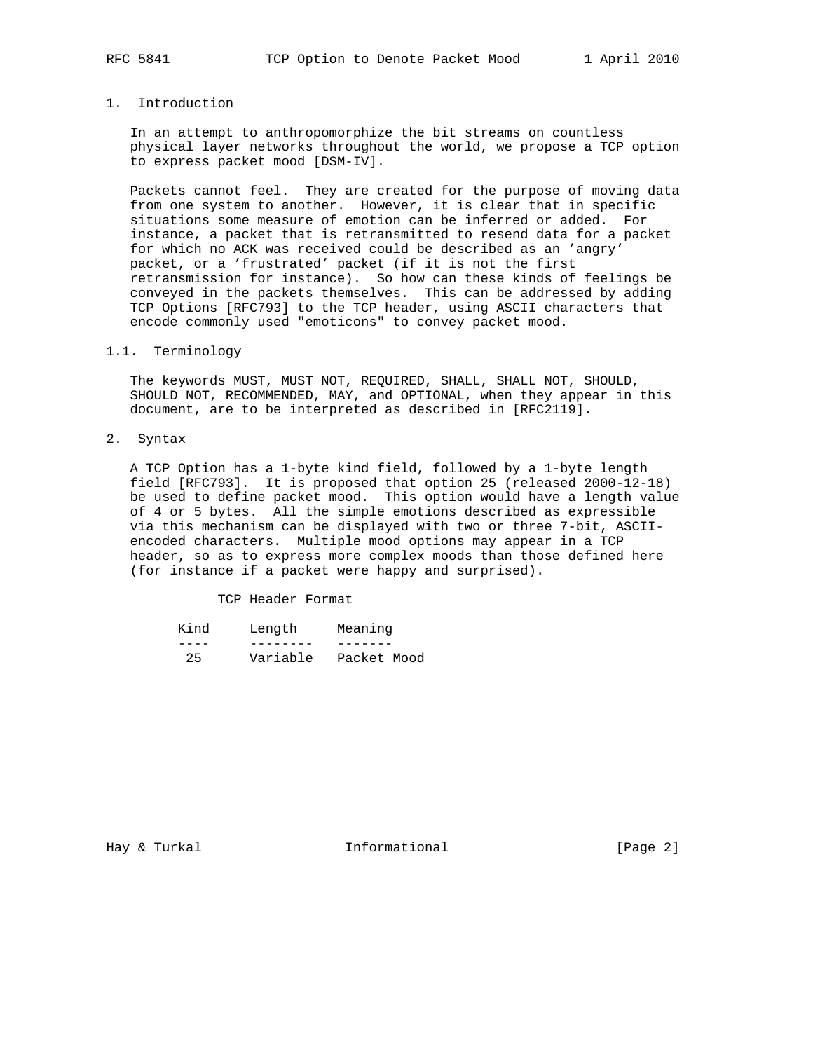# 1. Introduction

In an attempt to anthropomorphize the bit streams on countless physical layer networks throughout the world, we propose a TCP option to express packet mood [DSM-IV].

Packets cannot feel. They are created for the purpose of moving data from one system to another. However, it is clear that in specific situations some measure of emotion can be inferred or added. For instance, a packet that is retransmitted to resend data for a packet for which no ACK was received could be described as an 'angry' packet, or a 'frustrated' packet (if it is not the first retransmission for instance). So how can these kinds of feelings be conveyed in the packets themselves. This can be addressed by adding TCP Options [RFC793] to the TCP header, using ASCII characters that encode commonly used "emoticons" to convey packet mood.

## 1.1. Terminology

The keywords MUST, MUST NOT, REQUIRED, SHALL, SHALL NOT, SHOULD, SHOULD NOT, RECOMMENDED, MAY, and OPTIONAL, when they appear in this document, are to be interpreted as described in [RFC2119].

# 2. Syntax

A TCP Option has a 1-byte kind field, followed by a 1-byte length field [RFC793]. It is proposed that option 25 (released 2000-12-18) be used to define packet mood. This option would have a length value of 4 or 5 bytes. All the simple emotions described as expressible via this mechanism can be displayed with two or three 7-bit, ASCII-encoded characters. Multiple mood options may appear in a TCP header, so as to express more complex moods than those defined here (for instance if a packet were happy and surprised).

TCP Header Format

| Kind | Length | Meaning |
|---|---|---|
| 25 | Variable | Packet Mood |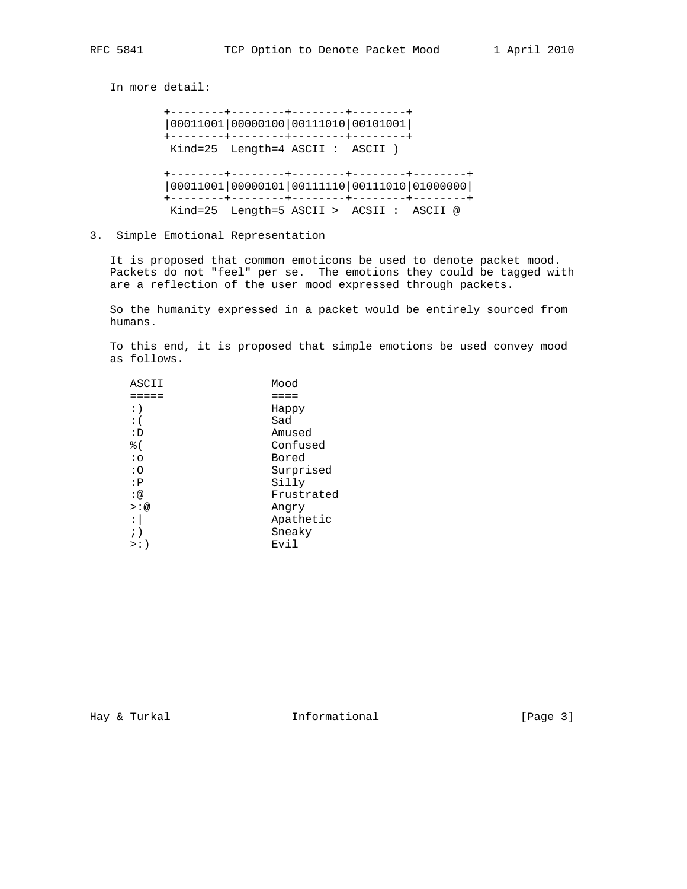In more detail:

```
        +--------+--------+--------+--------+
        |00011001|00000100|00111010|00101001|
        +--------+--------+--------+--------+
         Kind=25  Length=4 ASCII :  ASCII )

        +--------+--------+--------+--------+--------+
        |00011001|00000101|00111110|00111010|01000000|
        +--------+--------+--------+--------+--------+
         Kind=25  Length=5 ASCII >  ACSII :  ASCII @
```

## 3. Simple Emotional Representation

It is proposed that common emoticons be used to denote packet mood. Packets do not "feel" per se. The emotions they could be tagged with are a reflection of the user mood expressed through packets.

So the humanity expressed in a packet would be entirely sourced from humans.

To this end, it is proposed that simple emotions be used convey mood as follows.

| ASCII | Mood |
|---|---|
| :) | Happy |
| :( | Sad |
| :D | Amused |
| %( | Confused |
| :o | Bored |
| :O | Surprised |
| :P | Silly |
| :@ | Frustrated |
| >:@ | Angry |
| :\| | Apathetic |
| ;) | Sneaky |
| >:) | Evil |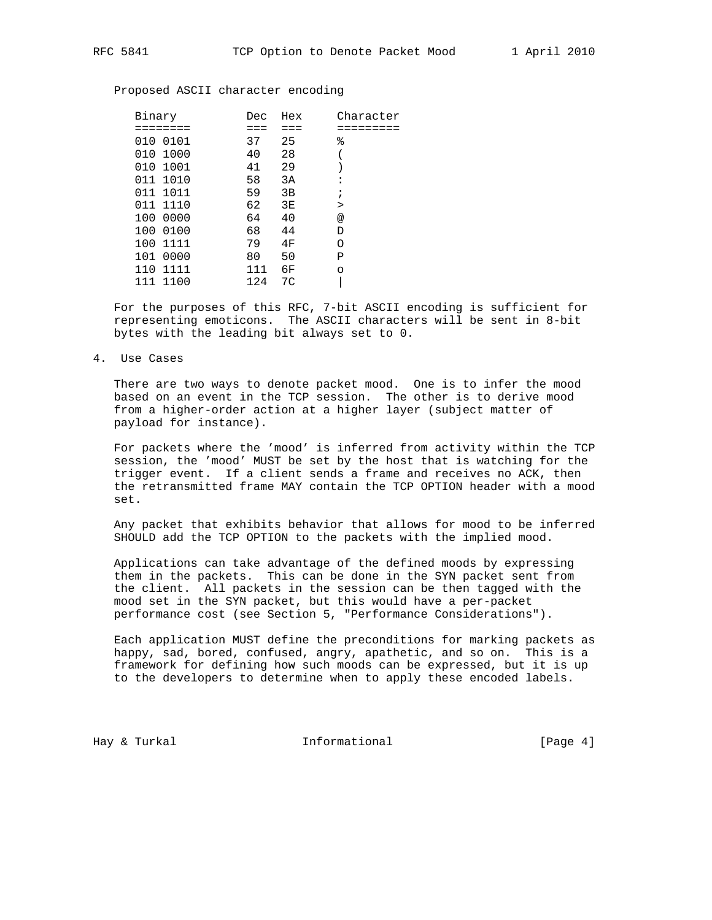Proposed ASCII character encoding

| Binary | Dec | Hex | Character |
|---|---|---|---|
| 010 0101 | 37 | 25 | % |
| 010 1000 | 40 | 28 | ( |
| 010 1001 | 41 | 29 | ) |
| 011 1010 | 58 | 3A | : |
| 011 1011 | 59 | 3B | ; |
| 011 1110 | 62 | 3E | > |
| 100 0000 | 64 | 40 | @ |
| 100 0100 | 68 | 44 | D |
| 100 1111 | 79 | 4F | O |
| 101 0000 | 80 | 50 | P |
| 110 1111 | 111 | 6F | o |
| 111 1100 | 124 | 7C | \| |

For the purposes of this RFC, 7-bit ASCII encoding is sufficient for representing emoticons. The ASCII characters will be sent in 8-bit bytes with the leading bit always set to 0.

## 4. Use Cases

There are two ways to denote packet mood. One is to infer the mood based on an event in the TCP session. The other is to derive mood from a higher-order action at a higher layer (subject matter of payload for instance).

For packets where the 'mood' is inferred from activity within the TCP session, the 'mood' MUST be set by the host that is watching for the trigger event. If a client sends a frame and receives no ACK, then the retransmitted frame MAY contain the TCP OPTION header with a mood set.

Any packet that exhibits behavior that allows for mood to be inferred SHOULD add the TCP OPTION to the packets with the implied mood.

Applications can take advantage of the defined moods by expressing them in the packets. This can be done in the SYN packet sent from the client. All packets in the session can be then tagged with the mood set in the SYN packet, but this would have a per-packet performance cost (see Section 5, "Performance Considerations").

Each application MUST define the preconditions for marking packets as happy, sad, bored, confused, angry, apathetic, and so on. This is a framework for defining how such moods can be expressed, but it is up to the developers to determine when to apply these encoded labels.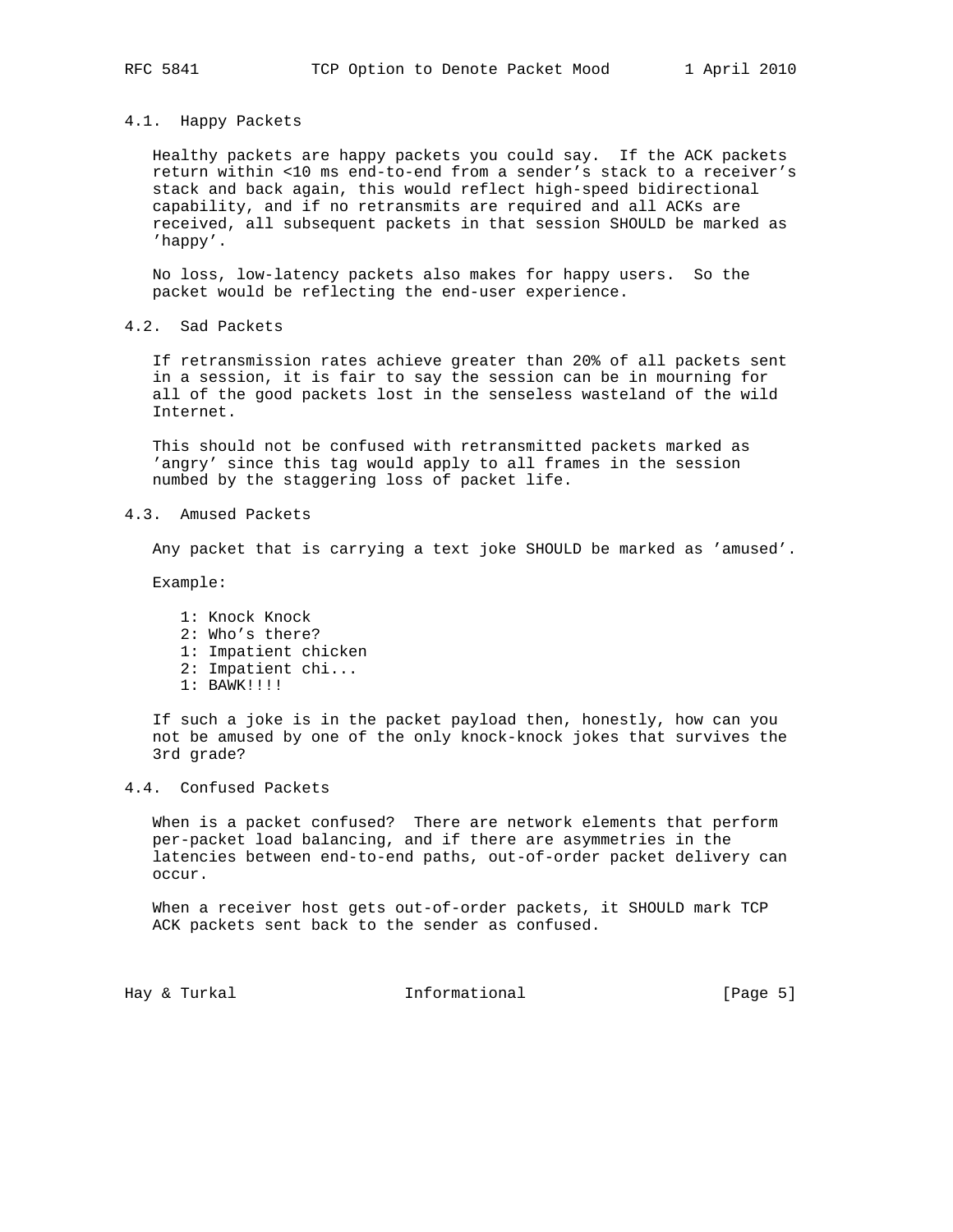### 4.1. Happy Packets

Healthy packets are happy packets you could say. If the ACK packets return within <10 ms end-to-end from a sender's stack to a receiver's stack and back again, this would reflect high-speed bidirectional capability, and if no retransmits are required and all ACKs are received, all subsequent packets in that session SHOULD be marked as 'happy'.

No loss, low-latency packets also makes for happy users. So the packet would be reflecting the end-user experience.

### 4.2. Sad Packets

If retransmission rates achieve greater than 20% of all packets sent in a session, it is fair to say the session can be in mourning for all of the good packets lost in the senseless wasteland of the wild Internet.

This should not be confused with retransmitted packets marked as 'angry' since this tag would apply to all frames in the session numbed by the staggering loss of packet life.

### 4.3. Amused Packets

Any packet that is carrying a text joke SHOULD be marked as 'amused'.

Example:

```
1: Knock Knock
2: Who's there?
1: Impatient chicken
2: Impatient chi...
1: BAWK!!!!
```

If such a joke is in the packet payload then, honestly, how can you not be amused by one of the only knock-knock jokes that survives the 3rd grade?

### 4.4. Confused Packets

When is a packet confused? There are network elements that perform per-packet load balancing, and if there are asymmetries in the latencies between end-to-end paths, out-of-order packet delivery can occur.

When a receiver host gets out-of-order packets, it SHOULD mark TCP ACK packets sent back to the sender as confused.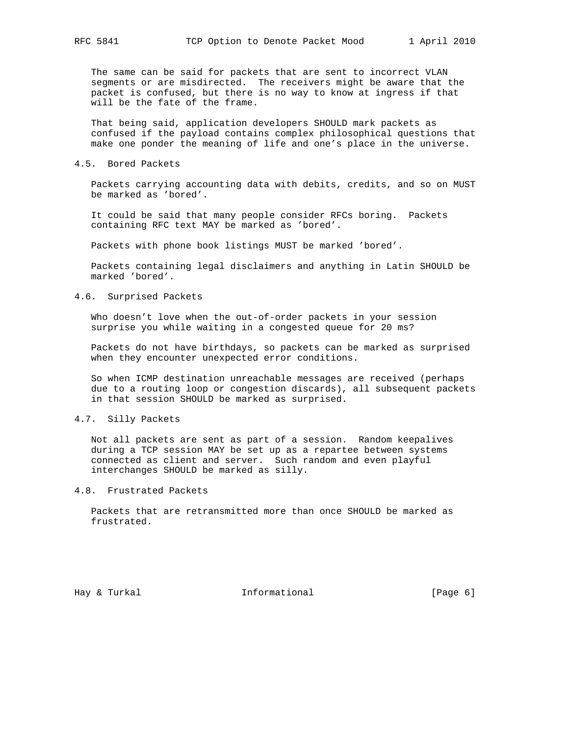The same can be said for packets that are sent to incorrect VLAN segments or are misdirected. The receivers might be aware that the packet is confused, but there is no way to know at ingress if that will be the fate of the frame.

That being said, application developers SHOULD mark packets as confused if the payload contains complex philosophical questions that make one ponder the meaning of life and one's place in the universe.

### 4.5. Bored Packets

Packets carrying accounting data with debits, credits, and so on MUST be marked as 'bored'.

It could be said that many people consider RFCs boring. Packets containing RFC text MAY be marked as 'bored'.

Packets with phone book listings MUST be marked 'bored'.

Packets containing legal disclaimers and anything in Latin SHOULD be marked 'bored'.

### 4.6. Surprised Packets

Who doesn't love when the out-of-order packets in your session surprise you while waiting in a congested queue for 20 ms?

Packets do not have birthdays, so packets can be marked as surprised when they encounter unexpected error conditions.

So when ICMP destination unreachable messages are received (perhaps due to a routing loop or congestion discards), all subsequent packets in that session SHOULD be marked as surprised.

### 4.7. Silly Packets

Not all packets are sent as part of a session. Random keepalives during a TCP session MAY be set up as a repartee between systems connected as client and server. Such random and even playful interchanges SHOULD be marked as silly.

### 4.8. Frustrated Packets

Packets that are retransmitted more than once SHOULD be marked as frustrated.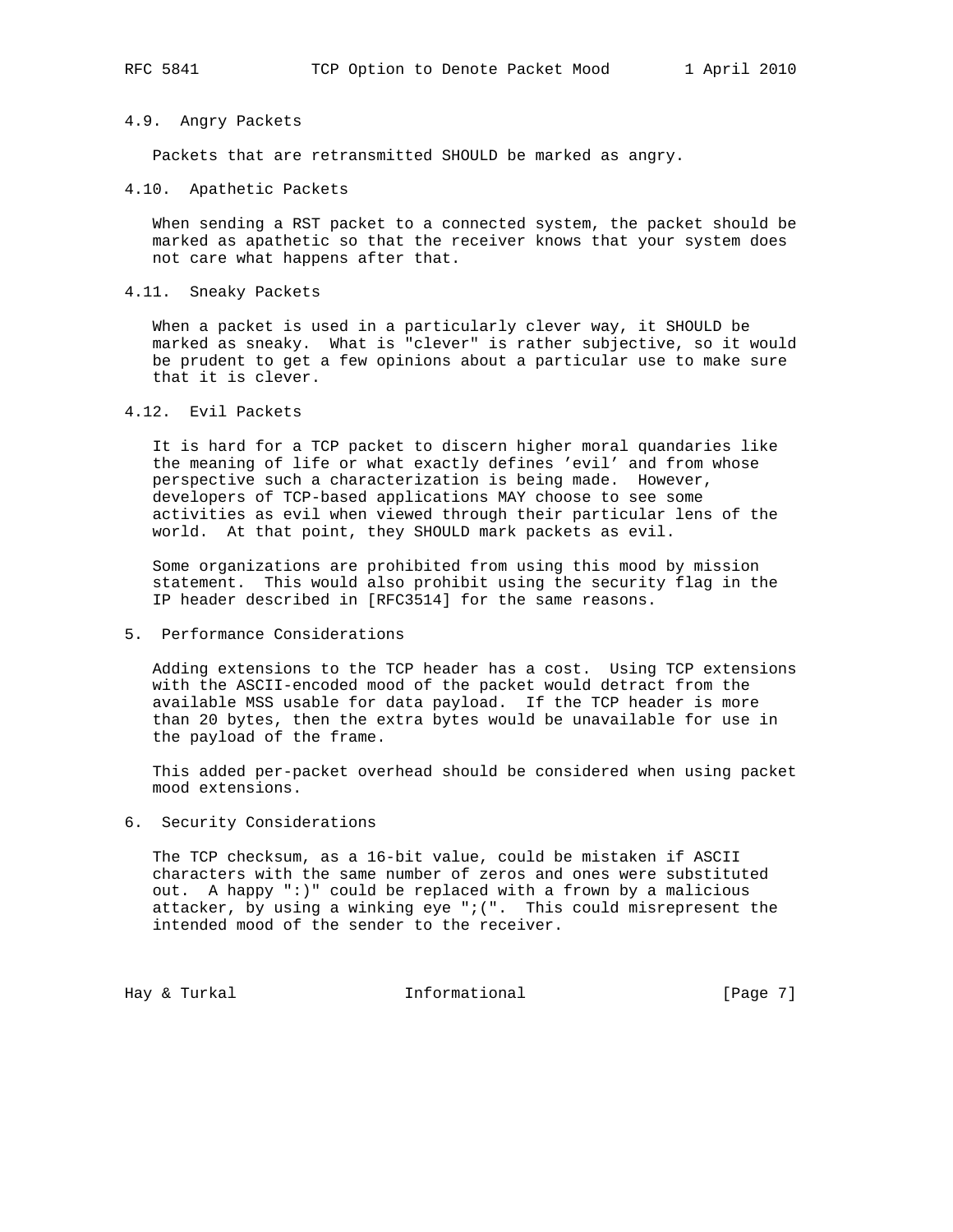### 4.9. Angry Packets

Packets that are retransmitted SHOULD be marked as angry.

### 4.10. Apathetic Packets

When sending a RST packet to a connected system, the packet should be marked as apathetic so that the receiver knows that your system does not care what happens after that.

### 4.11. Sneaky Packets

When a packet is used in a particularly clever way, it SHOULD be marked as sneaky. What is "clever" is rather subjective, so it would be prudent to get a few opinions about a particular use to make sure that it is clever.

### 4.12. Evil Packets

It is hard for a TCP packet to discern higher moral quandaries like the meaning of life or what exactly defines 'evil' and from whose perspective such a characterization is being made. However, developers of TCP-based applications MAY choose to see some activities as evil when viewed through their particular lens of the world. At that point, they SHOULD mark packets as evil.

Some organizations are prohibited from using this mood by mission statement. This would also prohibit using the security flag in the IP header described in [RFC3514] for the same reasons.

## 5. Performance Considerations

Adding extensions to the TCP header has a cost. Using TCP extensions with the ASCII-encoded mood of the packet would detract from the available MSS usable for data payload. If the TCP header is more than 20 bytes, then the extra bytes would be unavailable for use in the payload of the frame.

This added per-packet overhead should be considered when using packet mood extensions.

## 6. Security Considerations

The TCP checksum, as a 16-bit value, could be mistaken if ASCII characters with the same number of zeros and ones were substituted out. A happy ":)" could be replaced with a frown by a malicious attacker, by using a winking eye ";(". This could misrepresent the intended mood of the sender to the receiver.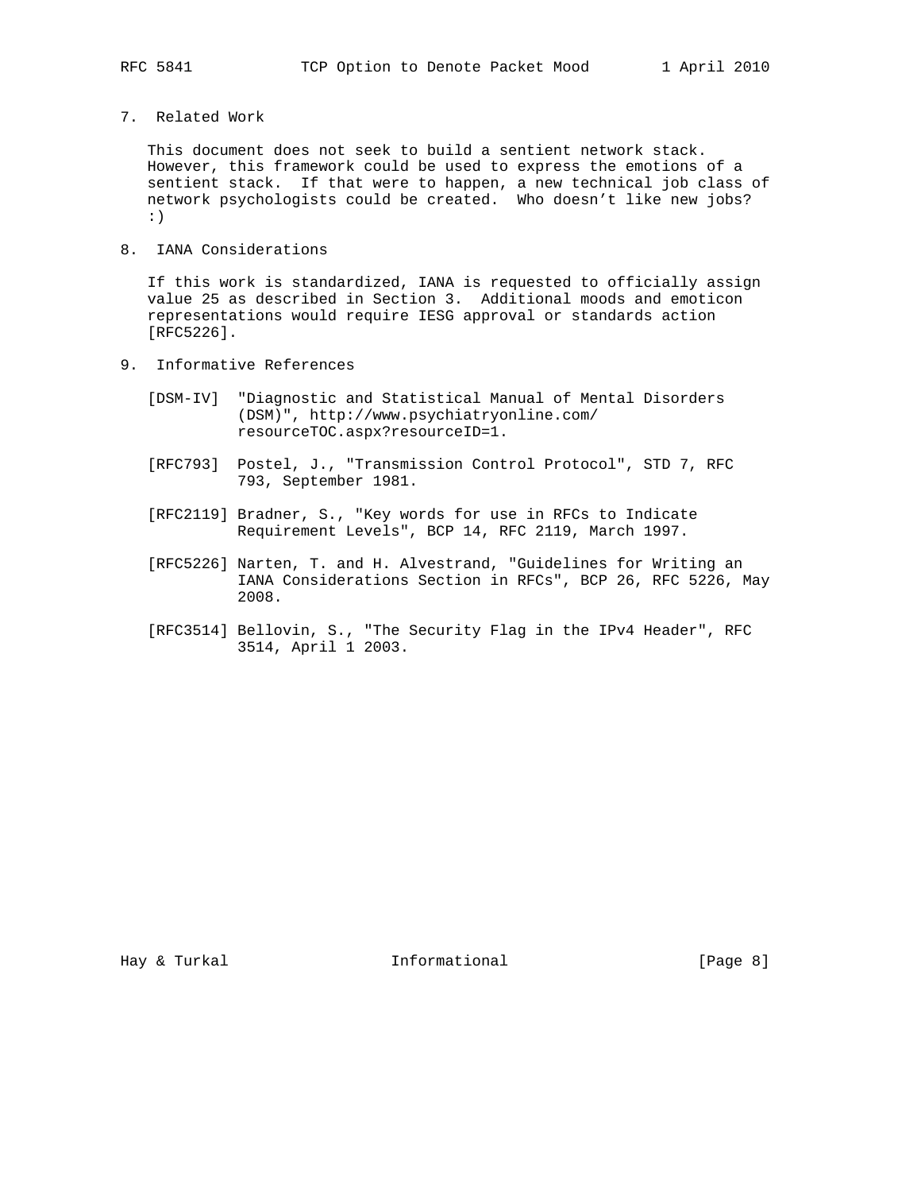## 7. Related Work

This document does not seek to build a sentient network stack. However, this framework could be used to express the emotions of a sentient stack. If that were to happen, a new technical job class of network psychologists could be created. Who doesn’t like new jobs? :)

## 8. IANA Considerations

If this work is standardized, IANA is requested to officially assign value 25 as described in Section 3. Additional moods and emoticon representations would require IESG approval or standards action [RFC5226].

## 9. Informative References

[DSM-IV] "Diagnostic and Statistical Manual of Mental Disorders (DSM)", http://www.psychiatryonline.com/resourceTOC.aspx?resourceID=1.

[RFC793] Postel, J., "Transmission Control Protocol", STD 7, RFC 793, September 1981.

[RFC2119] Bradner, S., "Key words for use in RFCs to Indicate Requirement Levels", BCP 14, RFC 2119, March 1997.

[RFC5226] Narten, T. and H. Alvestrand, "Guidelines for Writing an IANA Considerations Section in RFCs", BCP 26, RFC 5226, May 2008.

[RFC3514] Bellovin, S., "The Security Flag in the IPv4 Header", RFC 3514, April 1 2003.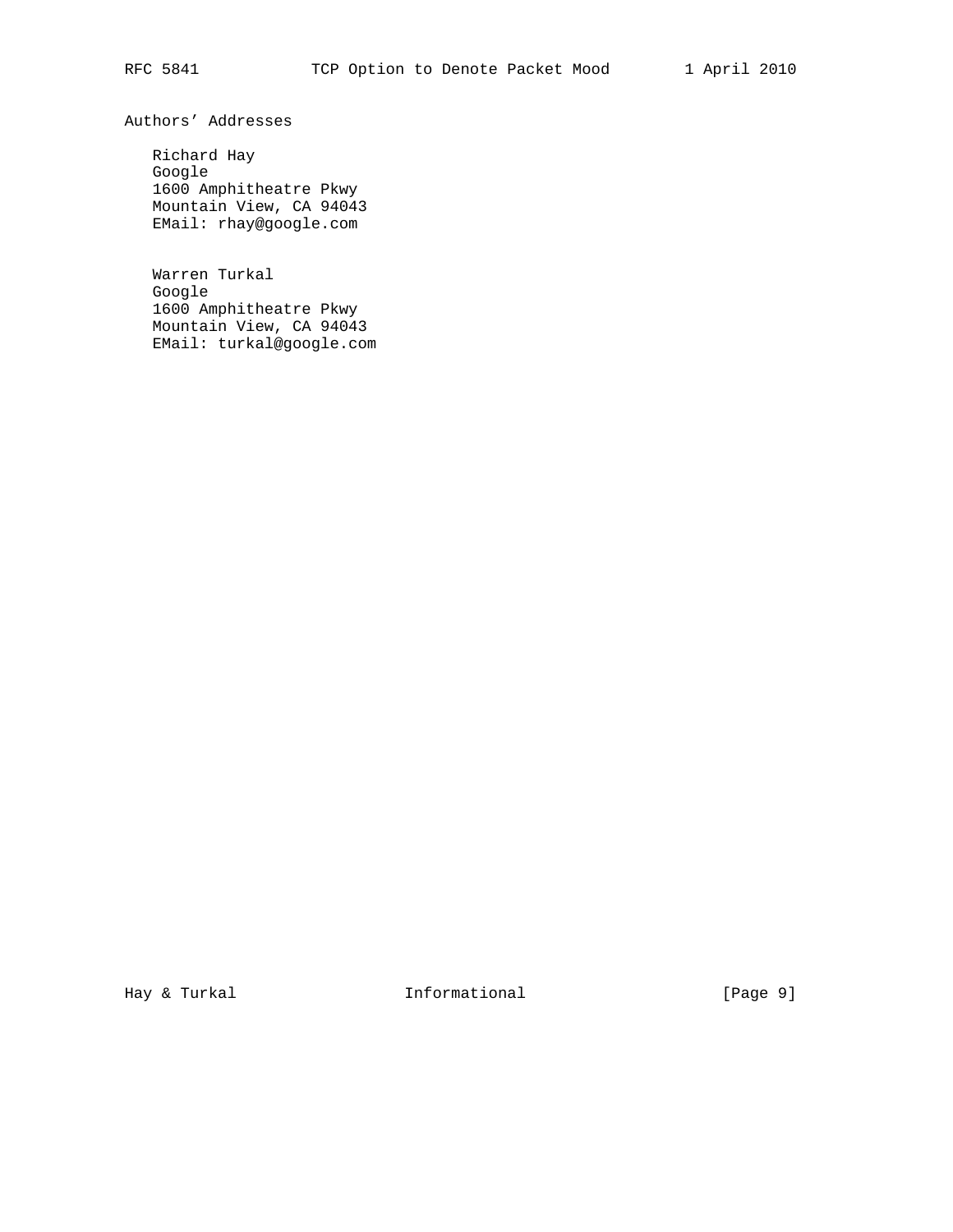## Authors' Addresses

Richard Hay
Google
1600 Amphitheatre Pkwy
Mountain View, CA 94043
EMail: rhay@google.com

Warren Turkal
Google
1600 Amphitheatre Pkwy
Mountain View, CA 94043
EMail: turkal@google.com